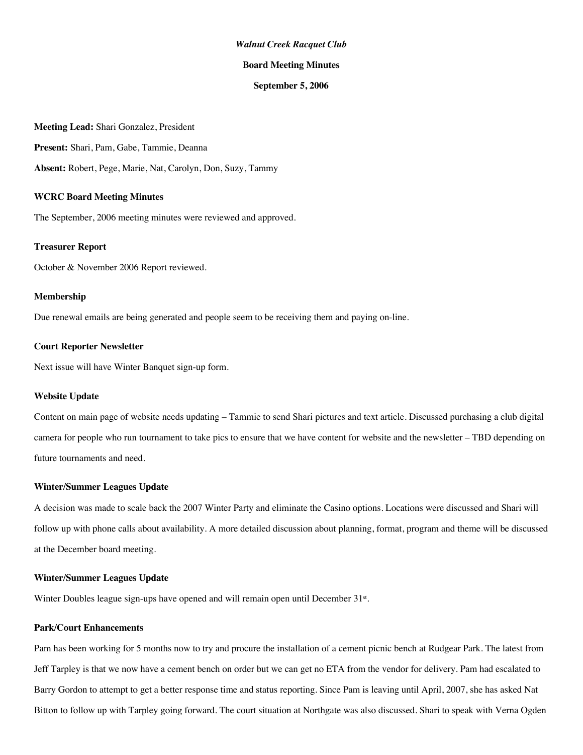*Walnut Creek Racquet Club*

**Board Meeting Minutes**

**September 5, 2006**

**Meeting Lead:** Shari Gonzalez, President

**Present:** Shari, Pam, Gabe, Tammie, Deanna

**Absent:** Robert, Pege, Marie, Nat, Carolyn, Don, Suzy, Tammy

### WCRC Board Meeting Minutes

The September, 2006 meeting minutes were reviewed and approved.

### Treasurer Report

October & November 2006 Report reviewed.

### Membership

Due renewal emails are being generated and people seem to be receiving them and paying on-line.

### Court Reporter Newsletter

Next issue will have Winter Banquet sign-up form.

### Website Update

Content on main page of website needs updating – Tammie to send Shari pictures and text article. Discussed purchasing a club digital camera for people who run tournament to take pics to ensure that we have content for website and the newsletter – TBD depending on future tournaments and need.

### Winter/Summer Leagues Update

A decision was made to scale back the 2007 Winter Party and eliminate the Casino options. Locations were discussed and Shari will follow up with phone calls about availability. A more detailed discussion about planning, format, program and theme will be discussed at the December board meeting.

### Winter/Summer Leagues Update

Winter Doubles league sign-ups have opened and will remain open until December 31st.

### Park/Court Enhancements

Pam has been working for 5 months now to try and procure the installation of a cement picnic bench at Rudgear Park. The latest from Jeff Tarpley is that we now have a cement bench on order but we can get no ETA from the vendor for delivery. Pam had escalated to Barry Gordon to attempt to get a better response time and status reporting. Since Pam is leaving until April, 2007, she has asked Nat Bitton to follow up with Tarpley going forward. The court situation at Northgate was also discussed. Shari to speak with Verna Ogden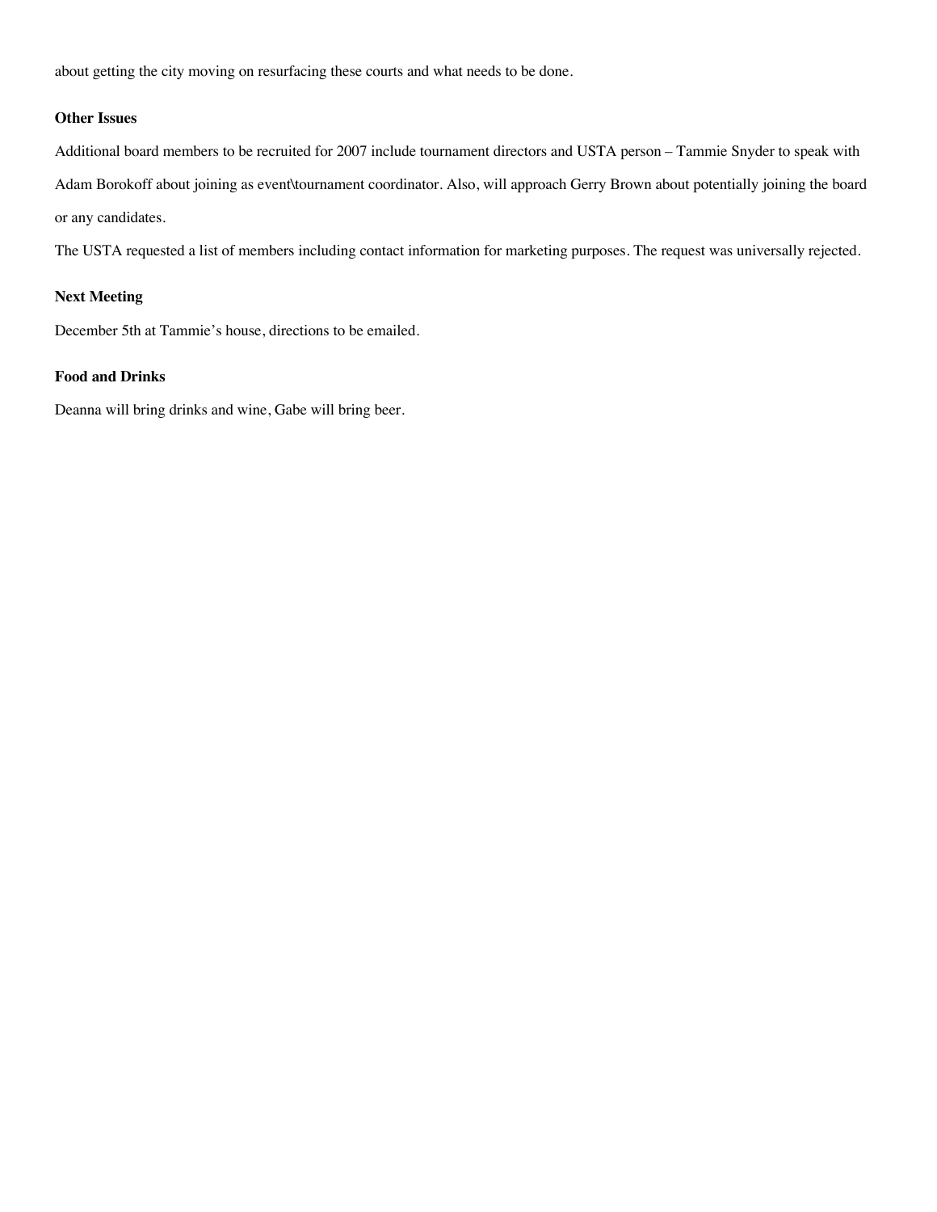about getting the city moving on resurfacing these courts and what needs to be done.

### Other Issues

Additional board members to be recruited for 2007 include tournament directors and USTA person – Tammie Snyder to speak with Adam Borokoff about joining as event\tournament coordinator. Also, will approach Gerry Brown about potentially joining the board or any candidates.

The USTA requested a list of members including contact information for marketing purposes. The request was universally rejected.

### Next Meeting

December 5th at Tammie's house, directions to be emailed.

### Food and Drinks

Deanna will bring drinks and wine, Gabe will bring beer.